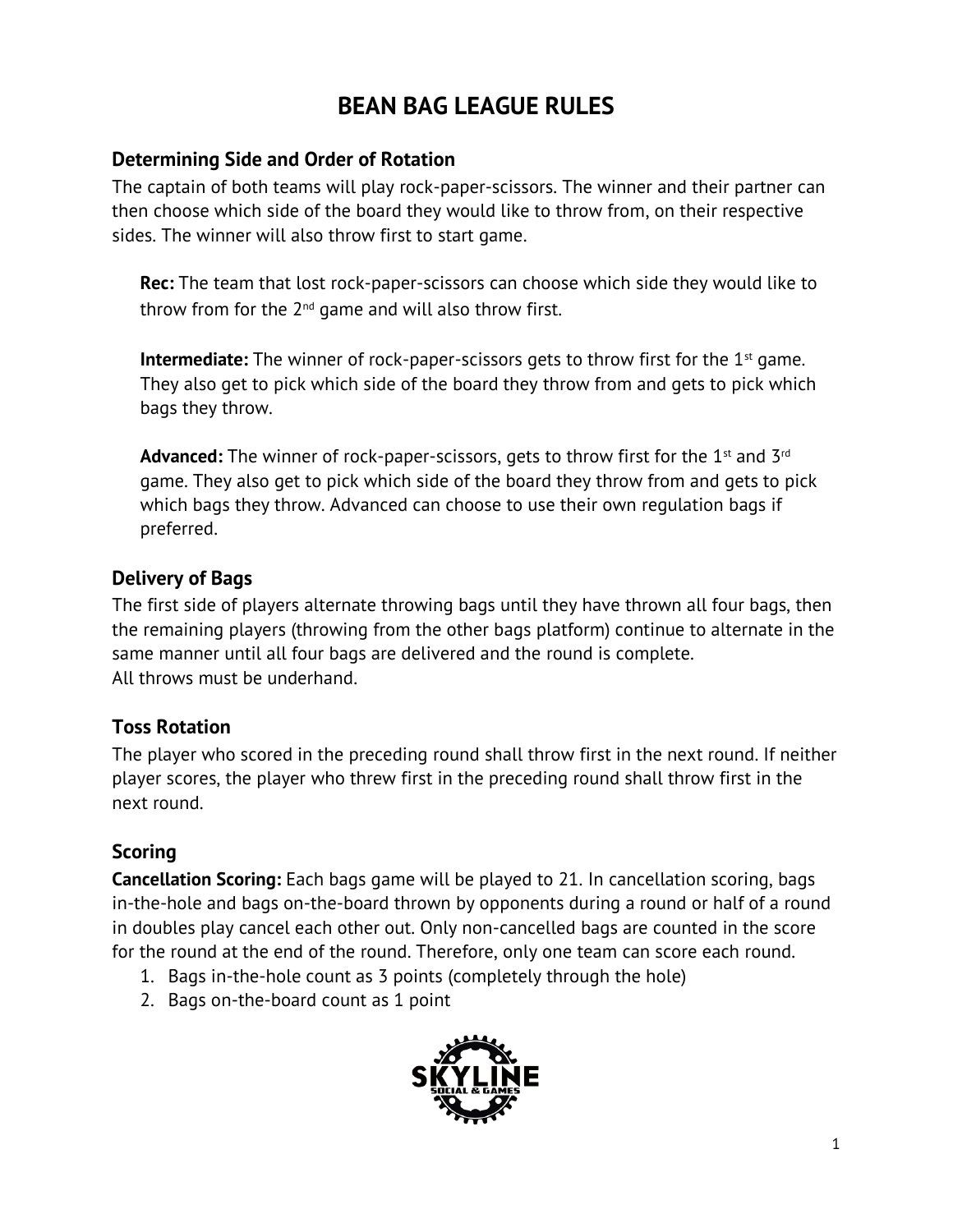# BEAN BAG LEAGUE RULES

## Determining Side and Order of Rotation

The captain of both teams will play rock-paper-scissors. The winner and their partner can then choose which side of the board they would like to throw from, on their respective sides. The winner will also throw first to start game.

**Rec:** The team that lost rock-paper-scissors can choose which side they would like to throw from for the 2nd game and will also throw first.

**Intermediate:** The winner of rock-paper-scissors gets to throw first for the 1st game. They also get to pick which side of the board they throw from and gets to pick which bags they throw.

**Advanced:** The winner of rock-paper-scissors, gets to throw first for the 1st and 3rd game. They also get to pick which side of the board they throw from and gets to pick which bags they throw. Advanced can choose to use their own regulation bags if preferred.

## Delivery of Bags

The first side of players alternate throwing bags until they have thrown all four bags, then the remaining players (throwing from the other bags platform) continue to alternate in the same manner until all four bags are delivered and the round is complete.
All throws must be underhand.

## Toss Rotation

The player who scored in the preceding round shall throw first in the next round. If neither player scores, the player who threw first in the preceding round shall throw first in the next round.

## Scoring

**Cancellation Scoring:** Each bags game will be played to 21. In cancellation scoring, bags in-the-hole and bags on-the-board thrown by opponents during a round or half of a round in doubles play cancel each other out. Only non-cancelled bags are counted in the score for the round at the end of the round. Therefore, only one team can score each round.

1. Bags in-the-hole count as 3 points (completely through the hole)
2. Bags on-the-board count as 1 point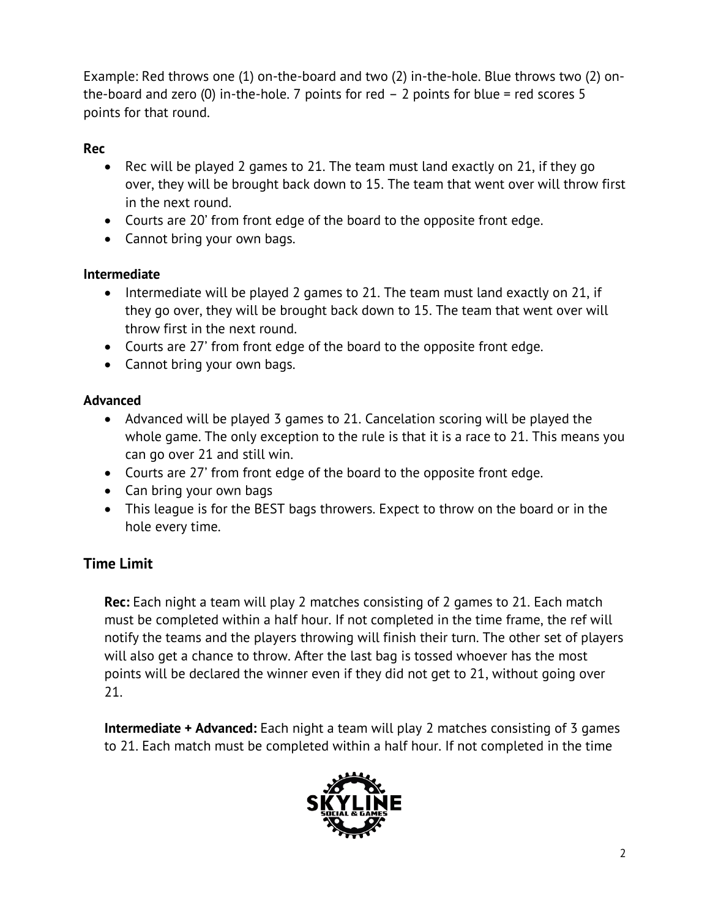Example: Red throws one (1) on-the-board and two (2) in-the-hole. Blue throws two (2) on-the-board and zero (0) in-the-hole. 7 points for red – 2 points for blue = red scores 5 points for that round.

**Rec**

- Rec will be played 2 games to 21. The team must land exactly on 21, if they go over, they will be brought back down to 15. The team that went over will throw first in the next round.
- Courts are 20' from front edge of the board to the opposite front edge.
- Cannot bring your own bags.

**Intermediate**

- Intermediate will be played 2 games to 21. The team must land exactly on 21, if they go over, they will be brought back down to 15. The team that went over will throw first in the next round.
- Courts are 27' from front edge of the board to the opposite front edge.
- Cannot bring your own bags.

**Advanced**

- Advanced will be played 3 games to 21. Cancelation scoring will be played the whole game. The only exception to the rule is that it is a race to 21. This means you can go over 21 and still win.
- Courts are 27' from front edge of the board to the opposite front edge.
- Can bring your own bags
- This league is for the BEST bags throwers. Expect to throw on the board or in the hole every time.

## Time Limit

**Rec:** Each night a team will play 2 matches consisting of 2 games to 21. Each match must be completed within a half hour. If not completed in the time frame, the ref will notify the teams and the players throwing will finish their turn. The other set of players will also get a chance to throw. After the last bag is tossed whoever has the most points will be declared the winner even if they did not get to 21, without going over 21.

**Intermediate + Advanced:** Each night a team will play 2 matches consisting of 3 games to 21. Each match must be completed within a half hour. If not completed in the time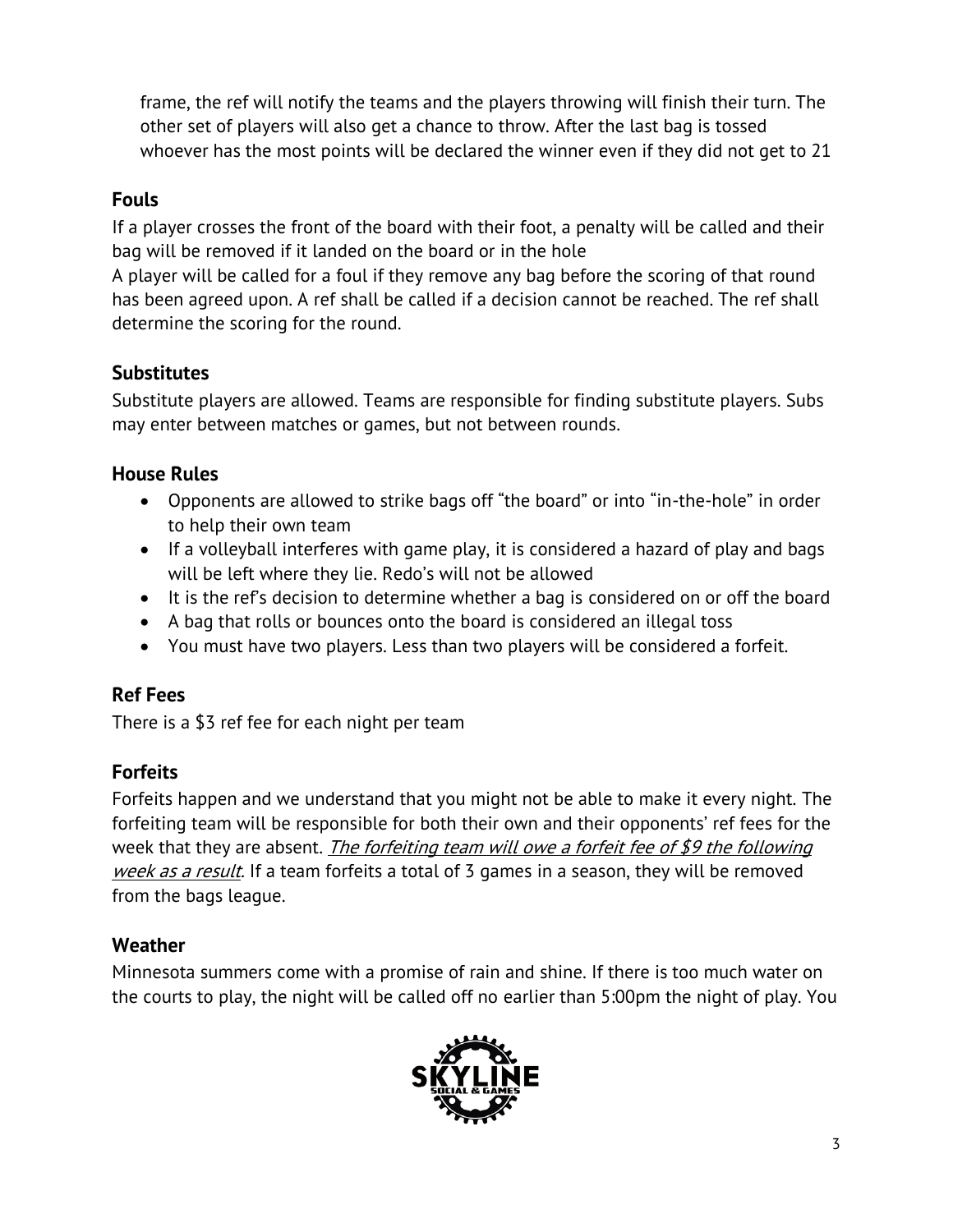frame, the ref will notify the teams and the players throwing will finish their turn. The other set of players will also get a chance to throw. After the last bag is tossed whoever has the most points will be declared the winner even if they did not get to 21

### Fouls

If a player crosses the front of the board with their foot, a penalty will be called and their bag will be removed if it landed on the board or in the hole

A player will be called for a foul if they remove any bag before the scoring of that round has been agreed upon. A ref shall be called if a decision cannot be reached. The ref shall determine the scoring for the round.

### Substitutes

Substitute players are allowed. Teams are responsible for finding substitute players. Subs may enter between matches or games, but not between rounds.

### House Rules

- Opponents are allowed to strike bags off "the board" or into "in-the-hole" in order to help their own team
- If a volleyball interferes with game play, it is considered a hazard of play and bags will be left where they lie. Redo's will not be allowed
- It is the ref's decision to determine whether a bag is considered on or off the board
- A bag that rolls or bounces onto the board is considered an illegal toss
- You must have two players. Less than two players will be considered a forfeit.

### Ref Fees

There is a $3 ref fee for each night per team

### Forfeits

Forfeits happen and we understand that you might not be able to make it every night. The forfeiting team will be responsible for both their own and their opponents' ref fees for the week that they are absent. *The forfeiting team will owe a forfeit fee of $9 the following week as a result.* If a team forfeits a total of 3 games in a season, they will be removed from the bags league.

### Weather

Minnesota summers come with a promise of rain and shine. If there is too much water on the courts to play, the night will be called off no earlier than 5:00pm the night of play. You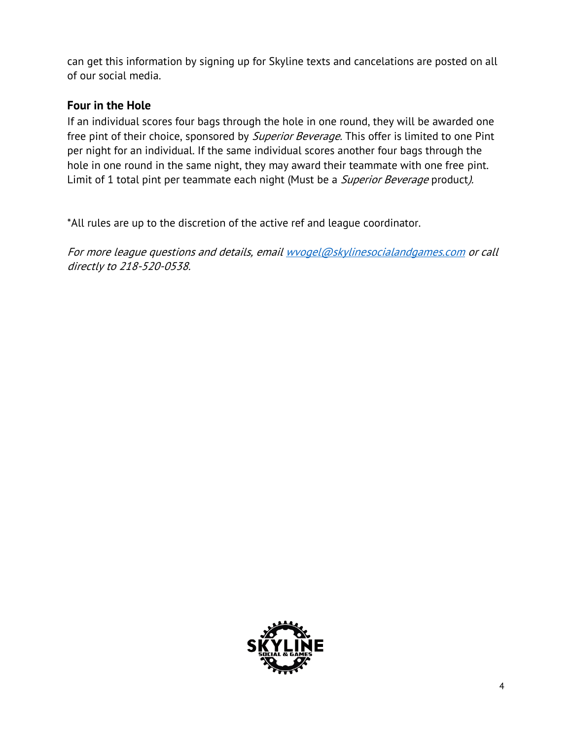can get this information by signing up for Skyline texts and cancelations are posted on all of our social media.

### Four in the Hole

If an individual scores four bags through the hole in one round, they will be awarded one free pint of their choice, sponsored by *Superior Beverage.* This offer is limited to one Pint per night for an individual. If the same individual scores another four bags through the hole in one round in the same night, they may award their teammate with one free pint. Limit of 1 total pint per teammate each night (Must be a *Superior Beverage* product*).*

*All rules are up to the discretion of the active ref and league coordinator.

*For more league questions and details, email [wvogel@skylinesocialandgames.com](mailto:wvogel@skylinesocialandgames.com) or call directly to 218-520-0538.*